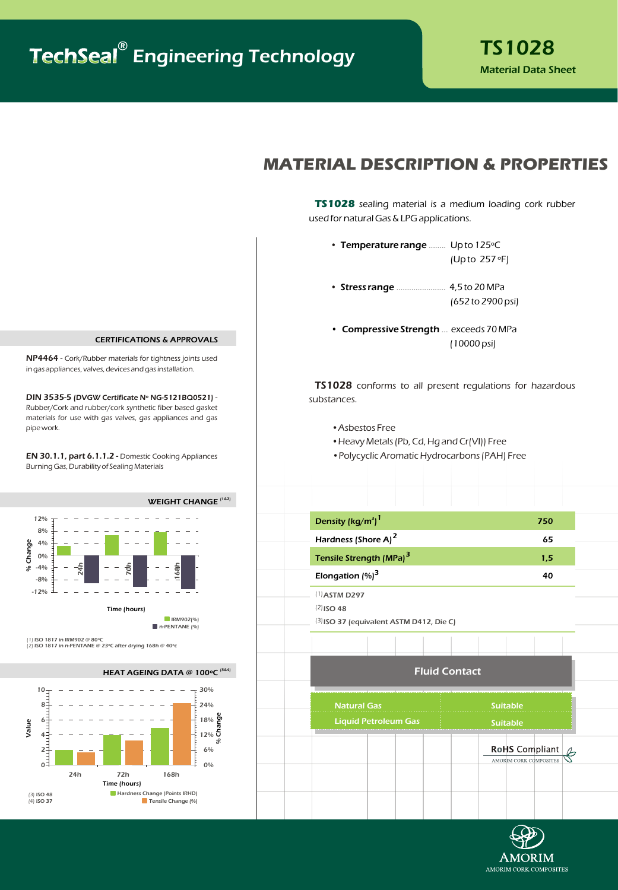# TechSeal® Engineering Technology

## TS1028

Material Data Sheet

## MATERIAL DESCRIPTION & PROPERTIES

**TS1028** *sealing material is a medium loading cork rubber used for natural Gas & LPG applications.*

- **Temperature range** ........ Up to 125ºC (Up to 257ºF)
- **Stress range** ........................ 4,5 to 20 MPa (652 to 2900 psi)
- **Compressive Strength** ... exceeds 70 MPa (10000 psi)

**TS1028** conforms to all present regulations for hazardous substances.

- Asbestos Free
- Heavy Metals (Pb, Cd, Hg and Cr(VI)) Free
- Polycyclic Aromatic Hydrocarbons (PAH) Free

| | |
|---|---|
| Density ($kg/m^3$)[1] | 750 |
| Hardness (Shore A)[2] | 65 |
| Tensile Strength (MPa)[3] | 1,5 |
| Elongation (%)[3] | 40 |

(1) ASTM D297
(2) ISO 48
(3) ISO 37 (equivalent ASTM D412, Die C)

| Fluid Contact | |
|---|---|
| Natural Gas | Suitable |
| Liquid Petroleum Gas | Suitable |

RoHS Compliant

### CERTIFICATIONS & APPROVALS

**NP4464** - Cork/Rubber materials for tightness joints used in gas appliances, valves, devices and gas installation.

**DIN 3535-5 (DVGW Certificate Nº NG-5121BQ0521)** - Rubber/Cork and rubber/cork synthetic fiber based gasket materials for use with gas valves, gas appliances and gas pipe work.

**EN 30.1.1, part 6.1.1.2** - Domestic Cooking Appliances Burning Gas, Durability of Sealing Materials

### WEIGHT CHANGE (1&2)

(1) ISO 1817 in IRM902 @ 80ºC
(2) ISO 1817 in n-PENTANE @ 23ºC after drying 168h @ 40ºc

### HEAT AGEING DATA @ 100ºC (3&4)

(3) ISO 48
(4) ISO 37

AMORIM CORK COMPOSITES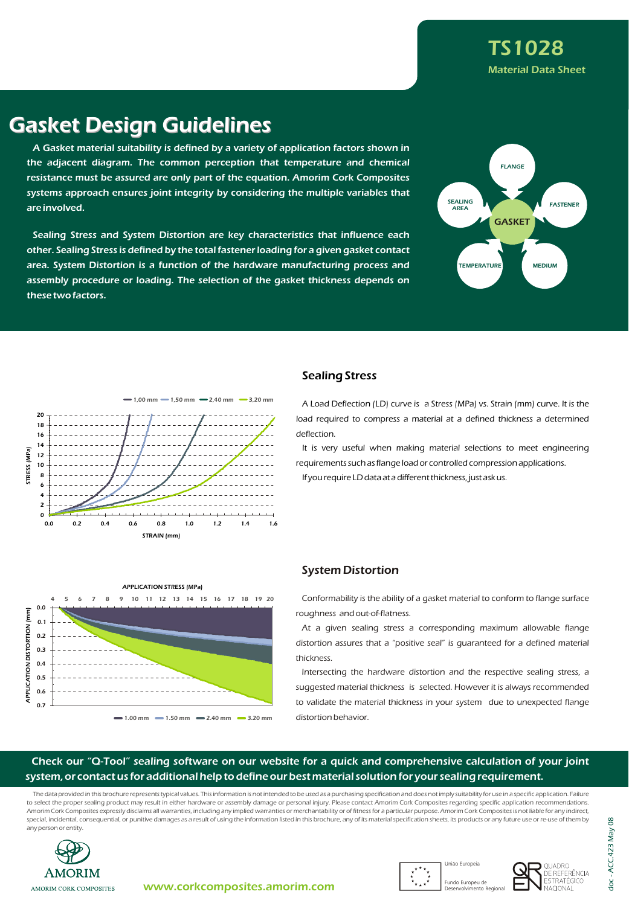TS1028

Material Data Sheet

# Gasket Design Guidelines

A Gasket material suitability is defined by a variety of application factors shown in the adjacent diagram. The common perception that temperature and chemical resistance must be assured are only part of the equation. Amorim Cork Composites systems approach ensures joint integrity by considering the multiple variables that are involved.

Sealing Stress and System Distortion are key characteristics that influence each other. Sealing Stress is defined by the total fastener loading for a given gasket contact area. System Distortion is a function of the hardware manufacturing process and assembly procedure or loading. The selection of the gasket thickness depends on these two factors.

FLANGE
SEALING AREA
FASTENER
GASKET
TEMPERATURE
MEDIUM

## Sealing Stress

1,00 mm
1,50 mm
2,40 mm
3,20 mm
STRESS (MPa)
0
2
4
6
8
10
12
14
16
18
20
STRAIN (mm)
0.0
0.2
0.4
0.6
0.8
1.0
1.2
1.4
1.6

A Load Deflection (LD) curve is a Stress (MPa) vs. Strain (mm) curve. It is the load required to compress a material at a defined thickness a determined deflection.

It is very useful when making material selections to meet engineering requirements such as flange load or controlled compression applications.

If you require LD data at a different thickness, just ask us.

## System Distortion

APPLICATION STRESS (MPa)
4
5
6
7
8
9
10
11
12
13
14
15
16
17
18
19
20
APPLICATION DISTORTION (mm)
0.0
0.1
0.2
0.3
0.4
0.5
0.6
0.7
1.00 mm
1.50 mm
2.40 mm
3.20 mm

Conformability is the ability of a gasket material to conform to flange surface roughness and out-of-flatness.

At a given sealing stress a corresponding maximum allowable flange distortion assures that a "positive seal" is guaranteed for a defined material thickness.

Intersecting the hardware distortion and the respective sealing stress, a suggested material thickness is selected. However it is always recommended to validate the material thickness in your system due to unexpected flange distortion behavior.

**Check our "Q-Tool" sealing software on our website for a quick and comprehensive calculation of your joint system, or contact us for additional help to define our best material solution for your sealing requirement.**

The data provided in this brochure represents typical values. This information is not intended to be used as a purchasing specification and does not imply suitability for use in a specific application. Failure to select the proper sealing product may result in either hardware or assembly damage or personal injury. Please contact Amorim Cork Composites regarding specific application recommendations. Amorim Cork Composites expressly disclaims all warranties, including any implied warranties or merchantability or of fitness for a particular purpose. Amorim Cork Composites is not liable for any indirect, special, incidental, consequential, or punitive damages as a result of using the information listed in this brochure, any of its material specification sheets, its products or any future use or re-use of them by any person or entity.

AMORIM
AMORIM CORK COMPOSITES

www.corkcomposites.amorim.com

União Europeia
Fundo Europeu de Desenvolvimento Regional

QUADRO DE REFERÊNCIA ESTRATÉGICO NACIONAL

doc - ACC.423 May 08